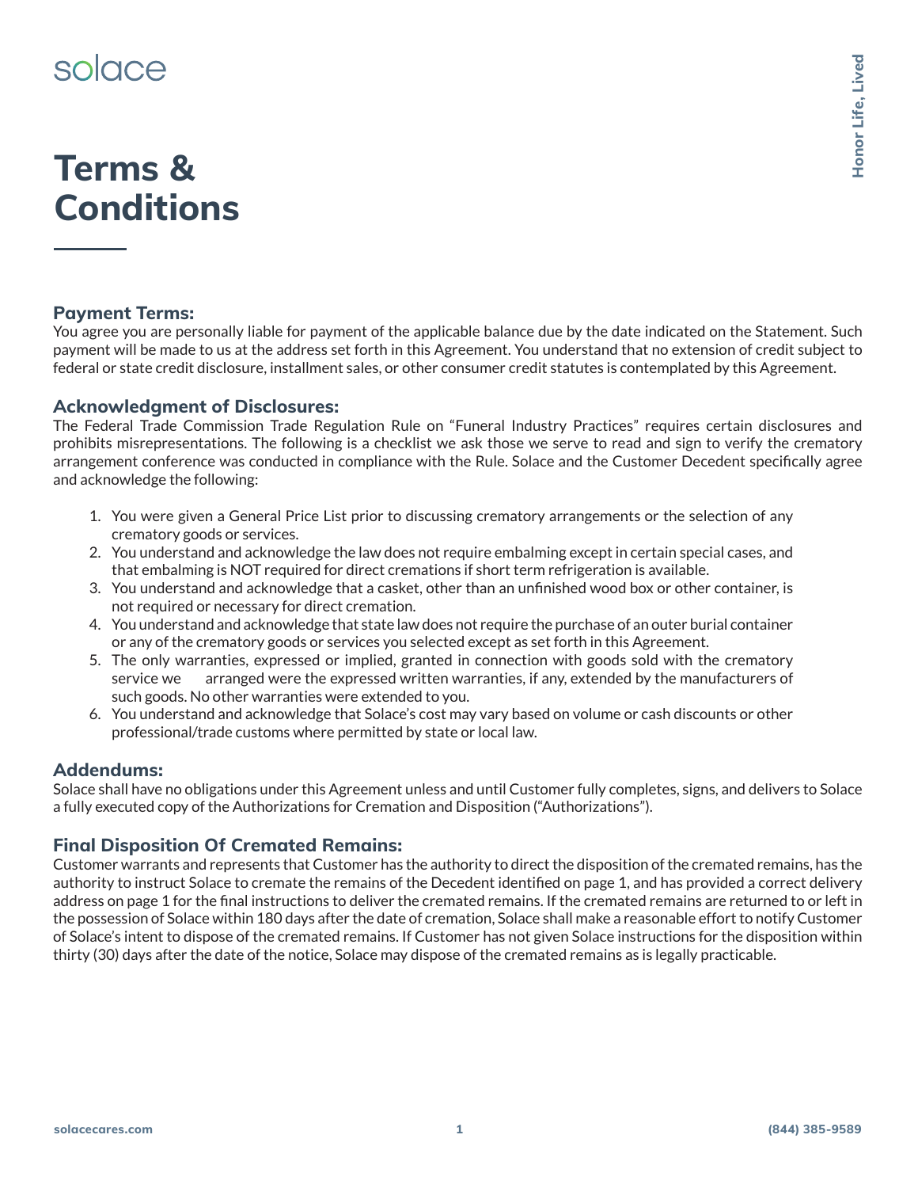solace

# Terms & Conditions

## Payment Terms:

You agree you are personally liable for payment of the applicable balance due by the date indicated on the Statement. Such payment will be made to us at the address set forth in this Agreement. You understand that no extension of credit subject to federal or state credit disclosure, installment sales, or other consumer credit statutes is contemplated by this Agreement.

## Acknowledgment of Disclosures:

The Federal Trade Commission Trade Regulation Rule on "Funeral Industry Practices" requires certain disclosures and prohibits misrepresentations. The following is a checklist we ask those we serve to read and sign to verify the crematory arrangement conference was conducted in compliance with the Rule. Solace and the Customer Decedent specifically agree and acknowledge the following:

1. You were given a General Price List prior to discussing crematory arrangements or the selection of any crematory goods or services.
2. You understand and acknowledge the law does not require embalming except in certain special cases, and that embalming is NOT required for direct cremations if short term refrigeration is available.
3. You understand and acknowledge that a casket, other than an unfinished wood box or other container, is not required or necessary for direct cremation.
4. You understand and acknowledge that state law does not require the purchase of an outer burial container or any of the crematory goods or services you selected except as set forth in this Agreement.
5. The only warranties, expressed or implied, granted in connection with goods sold with the crematory service we arranged were the expressed written warranties, if any, extended by the manufacturers of such goods. No other warranties were extended to you.
6. You understand and acknowledge that Solace's cost may vary based on volume or cash discounts or other professional/trade customs where permitted by state or local law.

## Addendums:

Solace shall have no obligations under this Agreement unless and until Customer fully completes, signs, and delivers to Solace a fully executed copy of the Authorizations for Cremation and Disposition ("Authorizations").

## Final Disposition Of Cremated Remains:

Customer warrants and represents that Customer has the authority to direct the disposition of the cremated remains, has the authority to instruct Solace to cremate the remains of the Decedent identified on page 1, and has provided a correct delivery address on page 1 for the final instructions to deliver the cremated remains. If the cremated remains are returned to or left in the possession of Solace within 180 days after the date of cremation, Solace shall make a reasonable effort to notify Customer of Solace's intent to dispose of the cremated remains. If Customer has not given Solace instructions for the disposition within thirty (30) days after the date of the notice, Solace may dispose of the cremated remains as is legally practicable.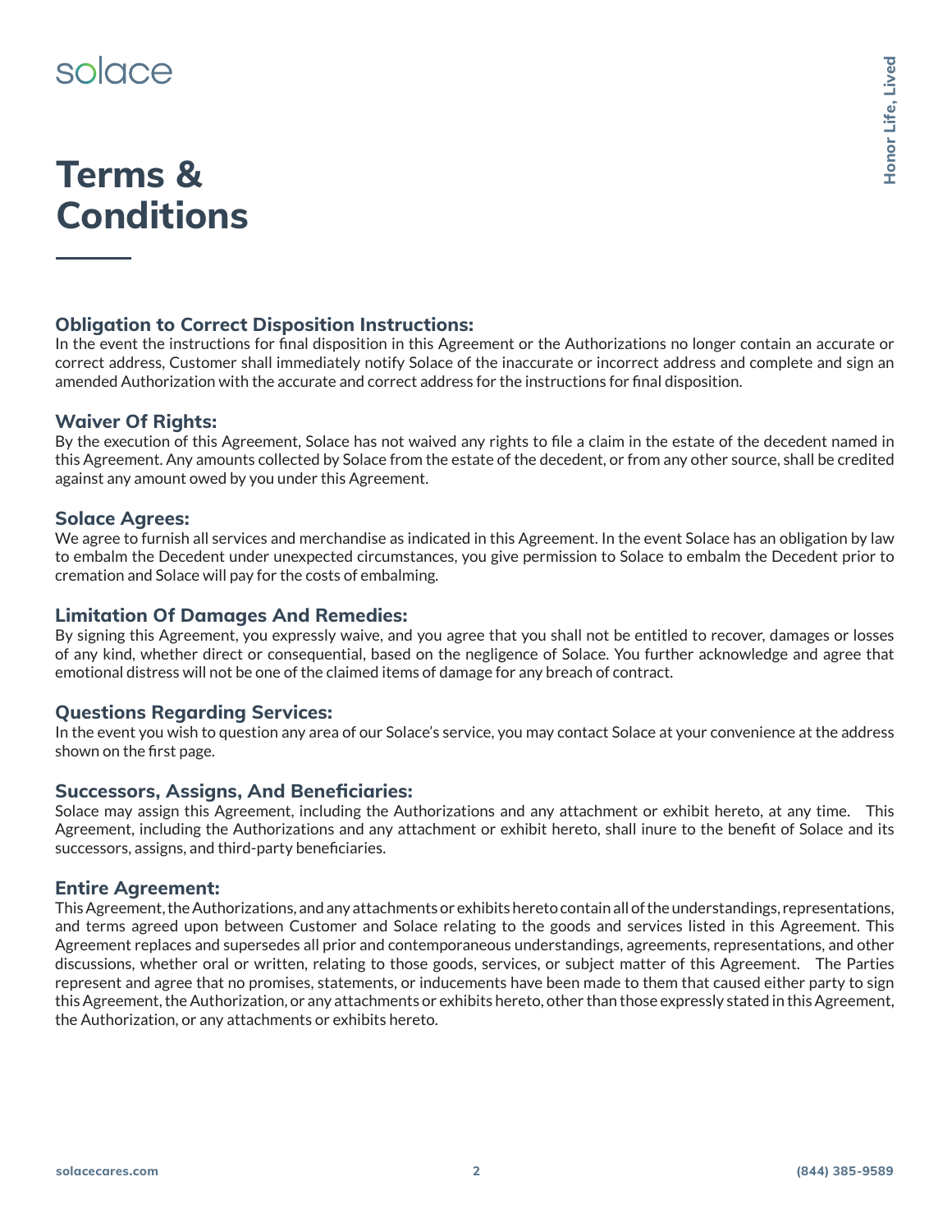# Terms & Conditions

### Obligation to Correct Disposition Instructions:

In the event the instructions for final disposition in this Agreement or the Authorizations no longer contain an accurate or correct address, Customer shall immediately notify Solace of the inaccurate or incorrect address and complete and sign an amended Authorization with the accurate and correct address for the instructions for final disposition.

### Waiver Of Rights:

By the execution of this Agreement, Solace has not waived any rights to file a claim in the estate of the decedent named in this Agreement. Any amounts collected by Solace from the estate of the decedent, or from any other source, shall be credited against any amount owed by you under this Agreement.

### Solace Agrees:

We agree to furnish all services and merchandise as indicated in this Agreement. In the event Solace has an obligation by law to embalm the Decedent under unexpected circumstances, you give permission to Solace to embalm the Decedent prior to cremation and Solace will pay for the costs of embalming.

### Limitation Of Damages And Remedies:

By signing this Agreement, you expressly waive, and you agree that you shall not be entitled to recover, damages or losses of any kind, whether direct or consequential, based on the negligence of Solace. You further acknowledge and agree that emotional distress will not be one of the claimed items of damage for any breach of contract.

### Questions Regarding Services:

In the event you wish to question any area of our Solace's service, you may contact Solace at your convenience at the address shown on the first page.

### Successors, Assigns, And Beneficiaries:

Solace may assign this Agreement, including the Authorizations and any attachment or exhibit hereto, at any time. This Agreement, including the Authorizations and any attachment or exhibit hereto, shall inure to the benefit of Solace and its successors, assigns, and third-party beneficiaries.

### Entire Agreement:

This Agreement, the Authorizations, and any attachments or exhibits hereto contain all of the understandings, representations, and terms agreed upon between Customer and Solace relating to the goods and services listed in this Agreement. This Agreement replaces and supersedes all prior and contemporaneous understandings, agreements, representations, and other discussions, whether oral or written, relating to those goods, services, or subject matter of this Agreement. The Parties represent and agree that no promises, statements, or inducements have been made to them that caused either party to sign this Agreement, the Authorization, or any attachments or exhibits hereto, other than those expressly stated in this Agreement, the Authorization, or any attachments or exhibits hereto.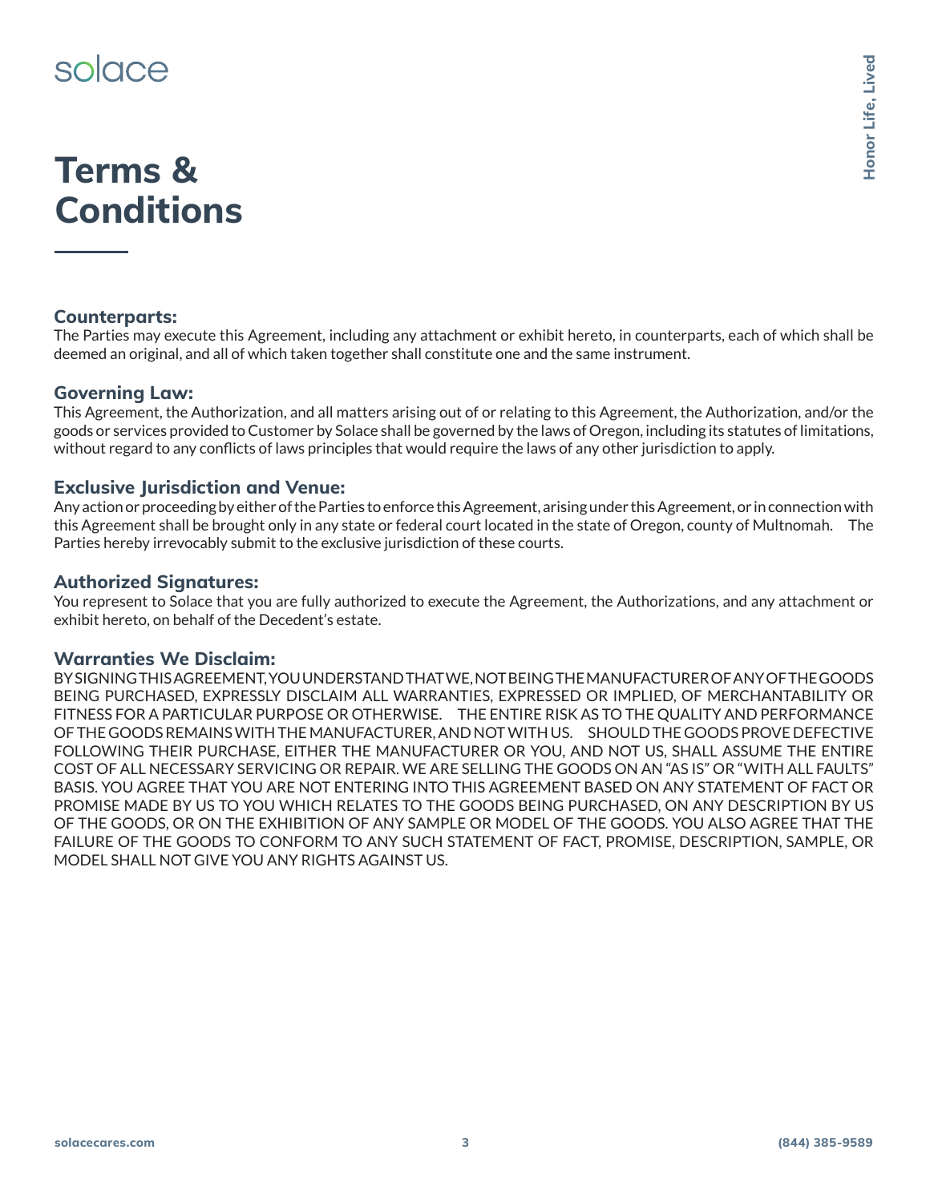# Terms & Conditions

### Counterparts:

The Parties may execute this Agreement, including any attachment or exhibit hereto, in counterparts, each of which shall be deemed an original, and all of which taken together shall constitute one and the same instrument.

### Governing Law:

This Agreement, the Authorization, and all matters arising out of or relating to this Agreement, the Authorization, and/or the goods or services provided to Customer by Solace shall be governed by the laws of Oregon, including its statutes of limitations, without regard to any conflicts of laws principles that would require the laws of any other jurisdiction to apply.

### Exclusive Jurisdiction and Venue:

Any action or proceeding by either of the Parties to enforce this Agreement, arising under this Agreement, or in connection with this Agreement shall be brought only in any state or federal court located in the state of Oregon, county of Multnomah. The Parties hereby irrevocably submit to the exclusive jurisdiction of these courts.

### Authorized Signatures:

You represent to Solace that you are fully authorized to execute the Agreement, the Authorizations, and any attachment or exhibit hereto, on behalf of the Decedent's estate.

### Warranties We Disclaim:

BY SIGNING THIS AGREEMENT, YOU UNDERSTAND THAT WE, NOT BEING THE MANUFACTURER OF ANY OF THE GOODS BEING PURCHASED, EXPRESSLY DISCLAIM ALL WARRANTIES, EXPRESSED OR IMPLIED, OF MERCHANTABILITY OR FITNESS FOR A PARTICULAR PURPOSE OR OTHERWISE. THE ENTIRE RISK AS TO THE QUALITY AND PERFORMANCE OF THE GOODS REMAINS WITH THE MANUFACTURER, AND NOT WITH US. SHOULD THE GOODS PROVE DEFECTIVE FOLLOWING THEIR PURCHASE, EITHER THE MANUFACTURER OR YOU, AND NOT US, SHALL ASSUME THE ENTIRE COST OF ALL NECESSARY SERVICING OR REPAIR. WE ARE SELLING THE GOODS ON AN "AS IS" OR "WITH ALL FAULTS" BASIS. YOU AGREE THAT YOU ARE NOT ENTERING INTO THIS AGREEMENT BASED ON ANY STATEMENT OF FACT OR PROMISE MADE BY US TO YOU WHICH RELATES TO THE GOODS BEING PURCHASED, ON ANY DESCRIPTION BY US OF THE GOODS, OR ON THE EXHIBITION OF ANY SAMPLE OR MODEL OF THE GOODS. YOU ALSO AGREE THAT THE FAILURE OF THE GOODS TO CONFORM TO ANY SUCH STATEMENT OF FACT, PROMISE, DESCRIPTION, SAMPLE, OR MODEL SHALL NOT GIVE YOU ANY RIGHTS AGAINST US.